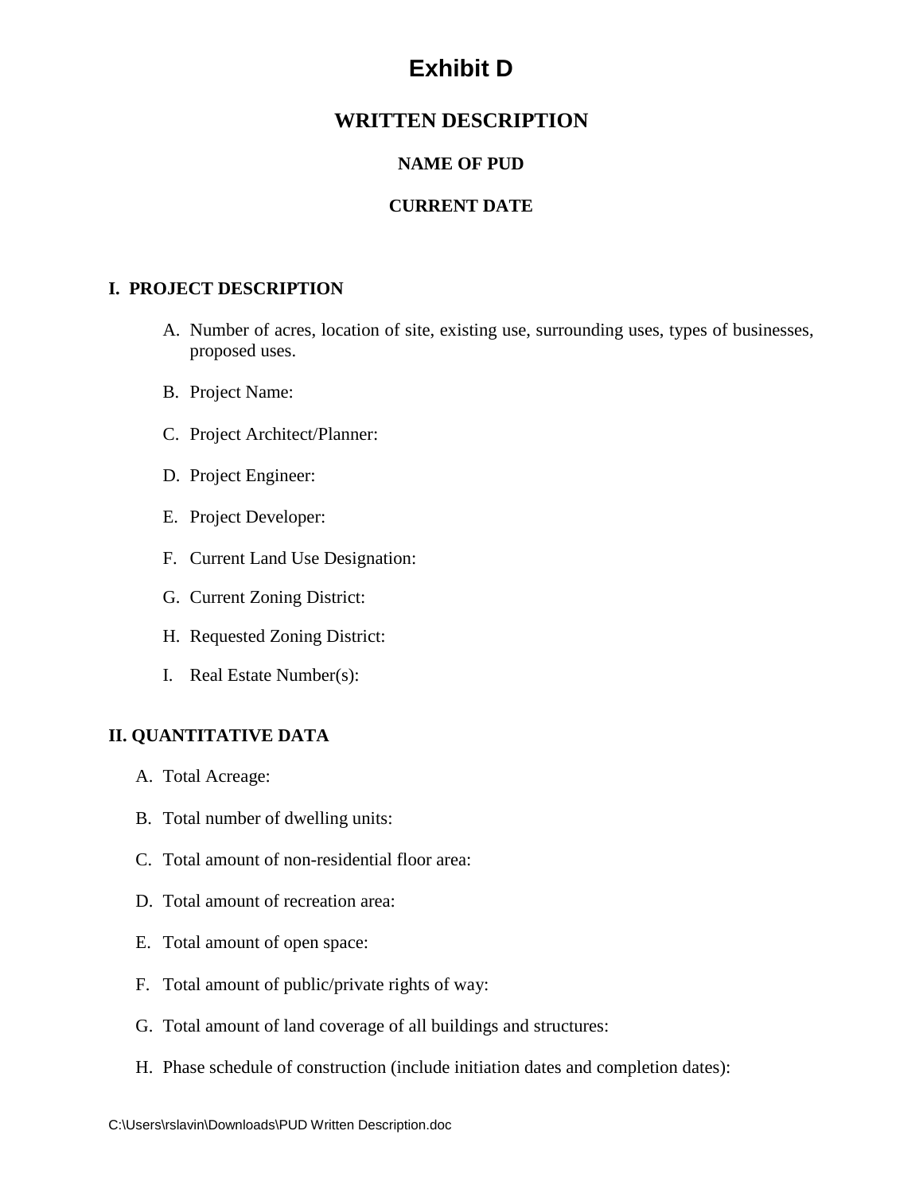# Exhibit D

## WRITTEN DESCRIPTION

### NAME OF PUD

### CURRENT DATE

**I. PROJECT DESCRIPTION**

A. Number of acres, location of site, existing use, surrounding uses, types of businesses, proposed uses.

B. Project Name:

C. Project Architect/Planner:

D. Project Engineer:

E. Project Developer:

F. Current Land Use Designation:

G. Current Zoning District:

H. Requested Zoning District:

I. Real Estate Number(s):

**II. QUANTITATIVE DATA**

A. Total Acreage:

B. Total number of dwelling units:

C. Total amount of non-residential floor area:

D. Total amount of recreation area:

E. Total amount of open space:

F. Total amount of public/private rights of way:

G. Total amount of land coverage of all buildings and structures:

H. Phase schedule of construction (include initiation dates and completion dates):

C:\Users\rslavin\Downloads\PUD Written Description.doc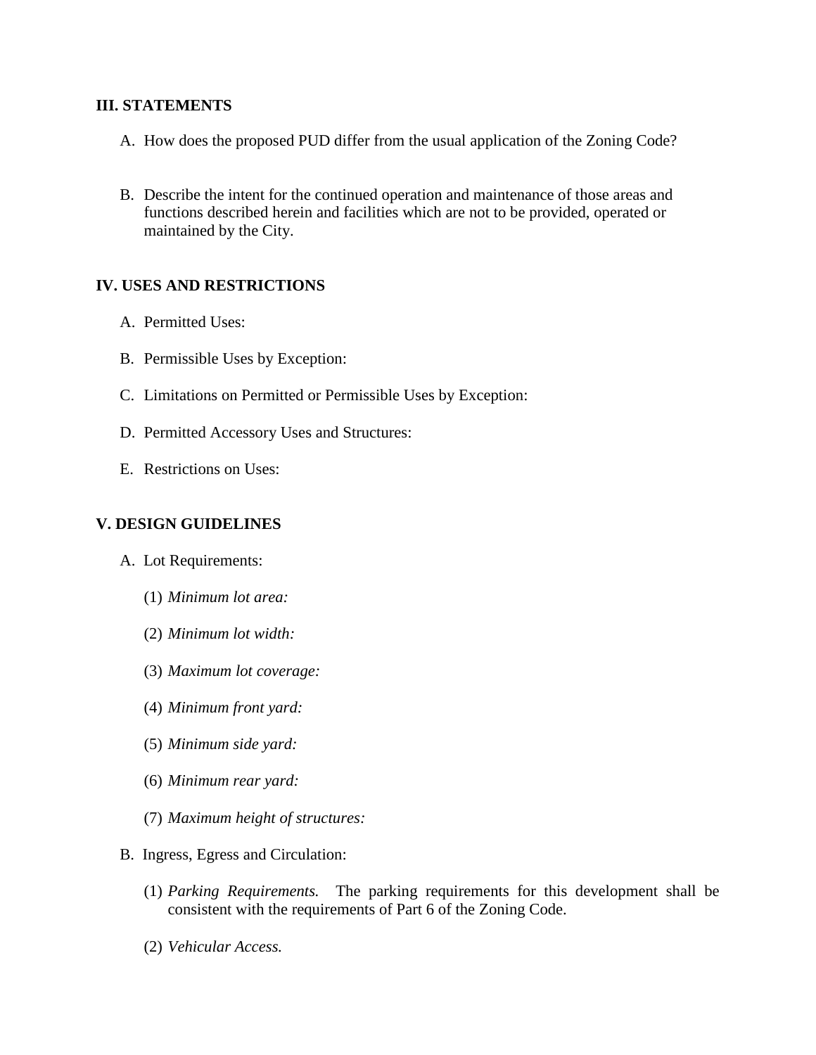## III. STATEMENTS

A. How does the proposed PUD differ from the usual application of the Zoning Code?

B. Describe the intent for the continued operation and maintenance of those areas and functions described herein and facilities which are not to be provided, operated or maintained by the City.

## IV. USES AND RESTRICTIONS

A. Permitted Uses:

B. Permissible Uses by Exception:

C. Limitations on Permitted or Permissible Uses by Exception:

D. Permitted Accessory Uses and Structures:

E. Restrictions on Uses:

## V. DESIGN GUIDELINES

A. Lot Requirements:

(1) *Minimum lot area:*

(2) *Minimum lot width:*

(3) *Maximum lot coverage:*

(4) *Minimum front yard:*

(5) *Minimum side yard:*

(6) *Minimum rear yard:*

(7) *Maximum height of structures:*

B. Ingress, Egress and Circulation:

(1) *Parking Requirements.* The parking requirements for this development shall be consistent with the requirements of Part 6 of the Zoning Code.

(2) *Vehicular Access.*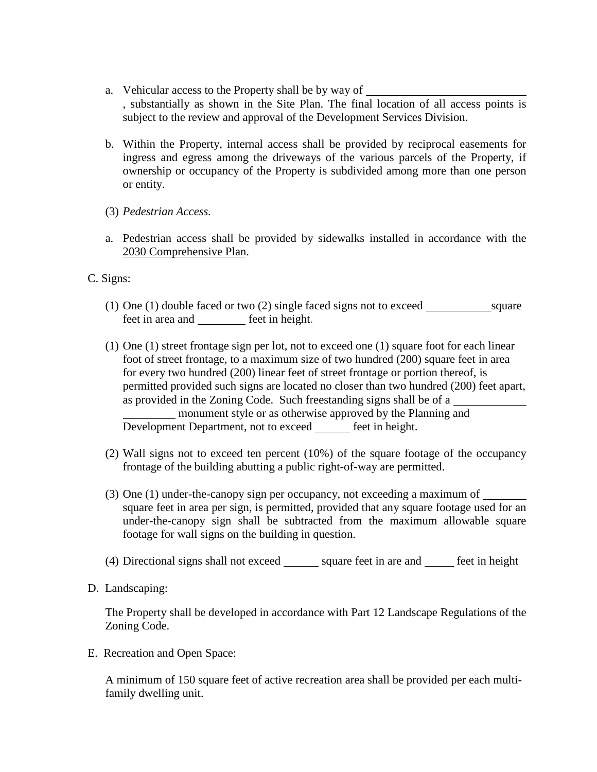a. Vehicular access to the Property shall be by way of \_\_\_\_\_\_\_\_\_\_\_\_\_\_\_\_\_\_\_\_\_\_\_\_\_\_\_\_, substantially as shown in the Site Plan. The final location of all access points is subject to the review and approval of the Development Services Division.

b. Within the Property, internal access shall be provided by reciprocal easements for ingress and egress among the driveways of the various parcels of the Property, if ownership or occupancy of the Property is subdivided among more than one person or entity.

(3) *Pedestrian Access.*

a. Pedestrian access shall be provided by sidewalks installed in accordance with the 2030 Comprehensive Plan.

C. Signs:

(1) One (1) double faced or two (2) single faced signs not to exceed \_\_\_\_\_\_\_\_\_\_\_ square feet in area and \_\_\_\_\_\_\_\_ feet in height.

(1) One (1) street frontage sign per lot, not to exceed one (1) square foot for each linear foot of street frontage, to a maximum size of two hundred (200) square feet in area for every two hundred (200) linear feet of street frontage or portion thereof, is permitted provided such signs are located no closer than two hundred (200) feet apart, as provided in the Zoning Code. Such freestanding signs shall be of a \_\_\_\_\_\_\_\_\_\_\_\_\_\_\_\_\_\_\_\_\_\_ monument style or as otherwise approved by the Planning and Development Department, not to exceed \_\_\_\_\_\_ feet in height.

(2) Wall signs not to exceed ten percent (10%) of the square footage of the occupancy frontage of the building abutting a public right-of-way are permitted.

(3) One (1) under-the-canopy sign per occupancy, not exceeding a maximum of \_\_\_\_\_\_\_ square feet in area per sign, is permitted, provided that any square footage used for an under-the-canopy sign shall be subtracted from the maximum allowable square footage for wall signs on the building in question.

(4) Directional signs shall not exceed \_\_\_\_\_\_ square feet in are and \_\_\_\_\_ feet in height

D. Landscaping:

The Property shall be developed in accordance with Part 12 Landscape Regulations of the Zoning Code.

E. Recreation and Open Space:

A minimum of 150 square feet of active recreation area shall be provided per each multi-family dwelling unit.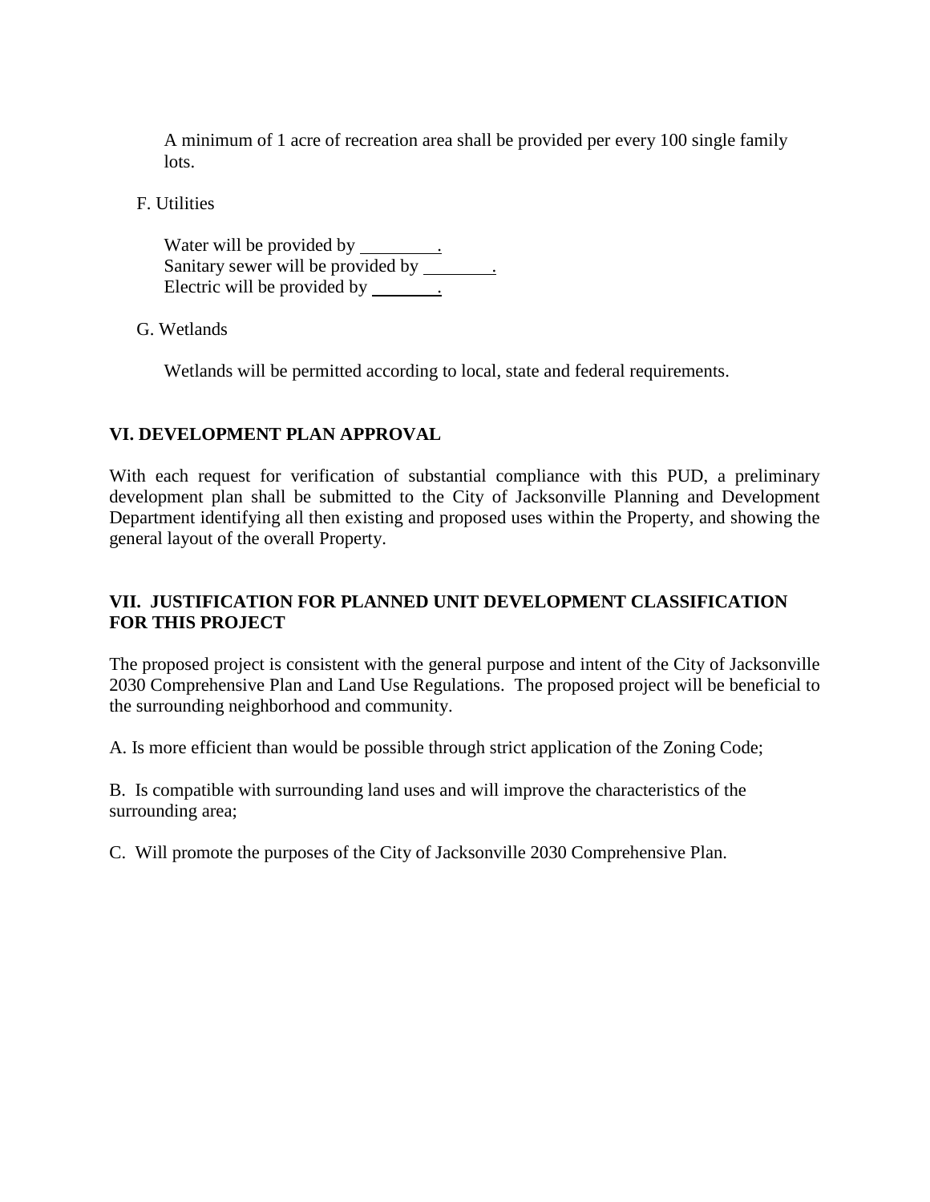A minimum of 1 acre of recreation area shall be provided per every 100 single family lots.

F. Utilities

Water will be provided by \_\_\_\_\_\_\_\_\_.
Sanitary sewer will be provided by \_\_\_\_\_\_\_\_.
Electric will be provided by \_\_\_\_\_\_\_\_.

G. Wetlands

Wetlands will be permitted according to local, state and federal requirements.

## VI. DEVELOPMENT PLAN APPROVAL

With each request for verification of substantial compliance with this PUD, a preliminary development plan shall be submitted to the City of Jacksonville Planning and Development Department identifying all then existing and proposed uses within the Property, and showing the general layout of the overall Property.

## VII. JUSTIFICATION FOR PLANNED UNIT DEVELOPMENT CLASSIFICATION FOR THIS PROJECT

The proposed project is consistent with the general purpose and intent of the City of Jacksonville 2030 Comprehensive Plan and Land Use Regulations. The proposed project will be beneficial to the surrounding neighborhood and community.

A. Is more efficient than would be possible through strict application of the Zoning Code;

B. Is compatible with surrounding land uses and will improve the characteristics of the surrounding area;

C. Will promote the purposes of the City of Jacksonville 2030 Comprehensive Plan.